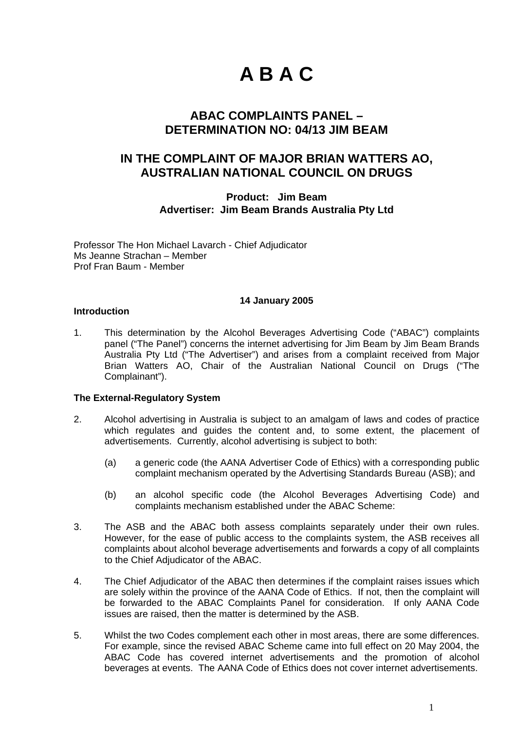# A B A C

## ABAC COMPLAINTS PANEL – DETERMINATION NO: 04/13 JIM BEAM

## IN THE COMPLAINT OF MAJOR BRIAN WATTERS AO, AUSTRALIAN NATIONAL COUNCIL ON DRUGS

**Product: Jim Beam**
**Advertiser: Jim Beam Brands Australia Pty Ltd**

Professor The Hon Michael Lavarch - Chief Adjudicator
Ms Jeanne Strachan – Member
Prof Fran Baum - Member

**14 January 2005**

**Introduction**

1. This determination by the Alcohol Beverages Advertising Code ("ABAC") complaints panel ("The Panel") concerns the internet advertising for Jim Beam by Jim Beam Brands Australia Pty Ltd ("The Advertiser") and arises from a complaint received from Major Brian Watters AO, Chair of the Australian National Council on Drugs ("The Complainant").

**The External-Regulatory System**

2. Alcohol advertising in Australia is subject to an amalgam of laws and codes of practice which regulates and guides the content and, to some extent, the placement of advertisements. Currently, alcohol advertising is subject to both:

   (a) a generic code (the AANA Advertiser Code of Ethics) with a corresponding public complaint mechanism operated by the Advertising Standards Bureau (ASB); and

   (b) an alcohol specific code (the Alcohol Beverages Advertising Code) and complaints mechanism established under the ABAC Scheme:

3. The ASB and the ABAC both assess complaints separately under their own rules. However, for the ease of public access to the complaints system, the ASB receives all complaints about alcohol beverage advertisements and forwards a copy of all complaints to the Chief Adjudicator of the ABAC.

4. The Chief Adjudicator of the ABAC then determines if the complaint raises issues which are solely within the province of the AANA Code of Ethics. If not, then the complaint will be forwarded to the ABAC Complaints Panel for consideration. If only AANA Code issues are raised, then the matter is determined by the ASB.

5. Whilst the two Codes complement each other in most areas, there are some differences. For example, since the revised ABAC Scheme came into full effect on 20 May 2004, the ABAC Code has covered internet advertisements and the promotion of alcohol beverages at events. The AANA Code of Ethics does not cover internet advertisements.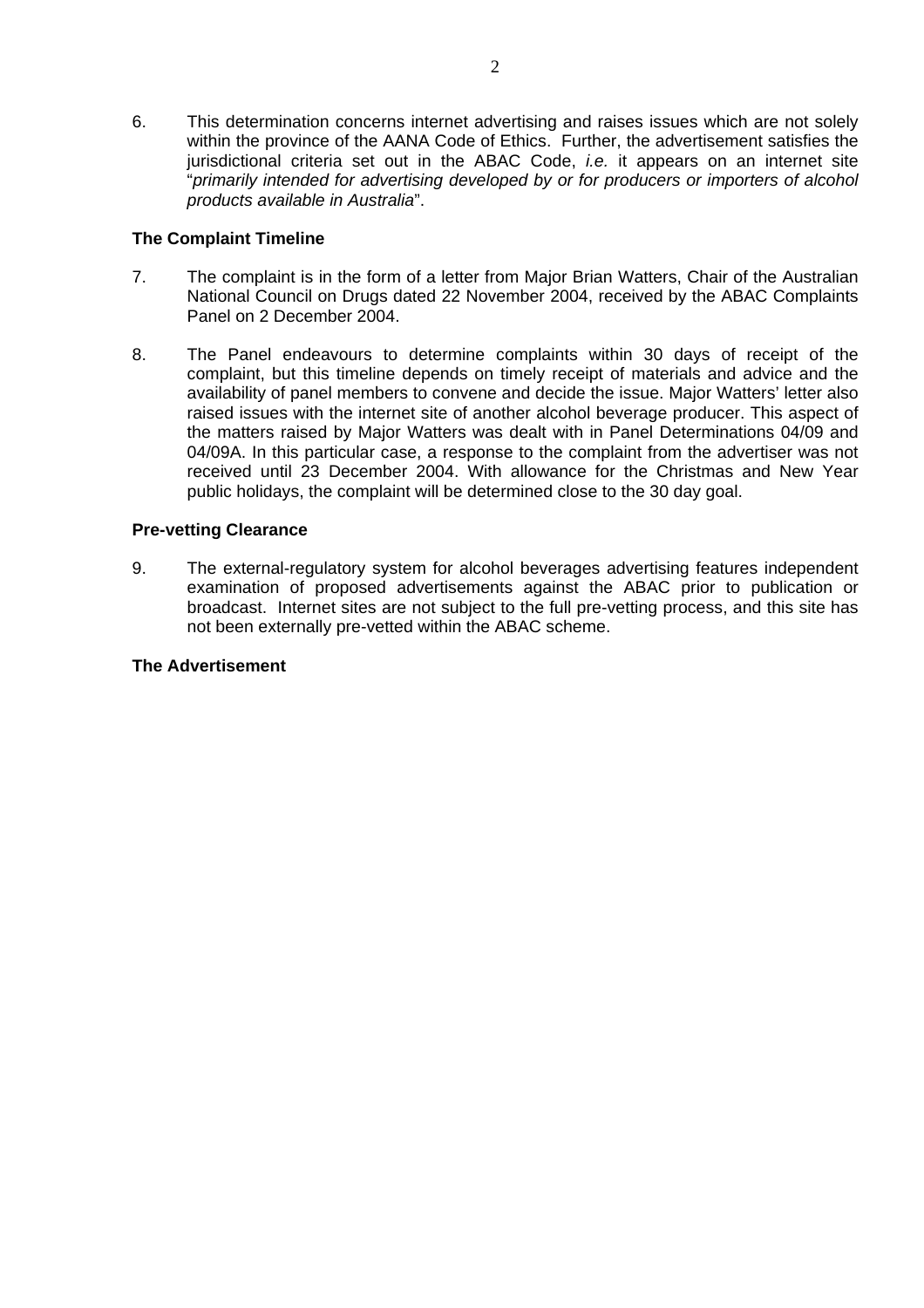6. This determination concerns internet advertising and raises issues which are not solely within the province of the AANA Code of Ethics. Further, the advertisement satisfies the jurisdictional criteria set out in the ABAC Code, *i.e.* it appears on an internet site "*primarily intended for advertising developed by or for producers or importers of alcohol products available in Australia*".

**The Complaint Timeline**

7. The complaint is in the form of a letter from Major Brian Watters, Chair of the Australian National Council on Drugs dated 22 November 2004, received by the ABAC Complaints Panel on 2 December 2004.

8. The Panel endeavours to determine complaints within 30 days of receipt of the complaint, but this timeline depends on timely receipt of materials and advice and the availability of panel members to convene and decide the issue. Major Watters' letter also raised issues with the internet site of another alcohol beverage producer. This aspect of the matters raised by Major Watters was dealt with in Panel Determinations 04/09 and 04/09A. In this particular case, a response to the complaint from the advertiser was not received until 23 December 2004. With allowance for the Christmas and New Year public holidays, the complaint will be determined close to the 30 day goal.

**Pre-vetting Clearance**

9. The external-regulatory system for alcohol beverages advertising features independent examination of proposed advertisements against the ABAC prior to publication or broadcast. Internet sites are not subject to the full pre-vetting process, and this site has not been externally pre-vetted within the ABAC scheme.

**The Advertisement**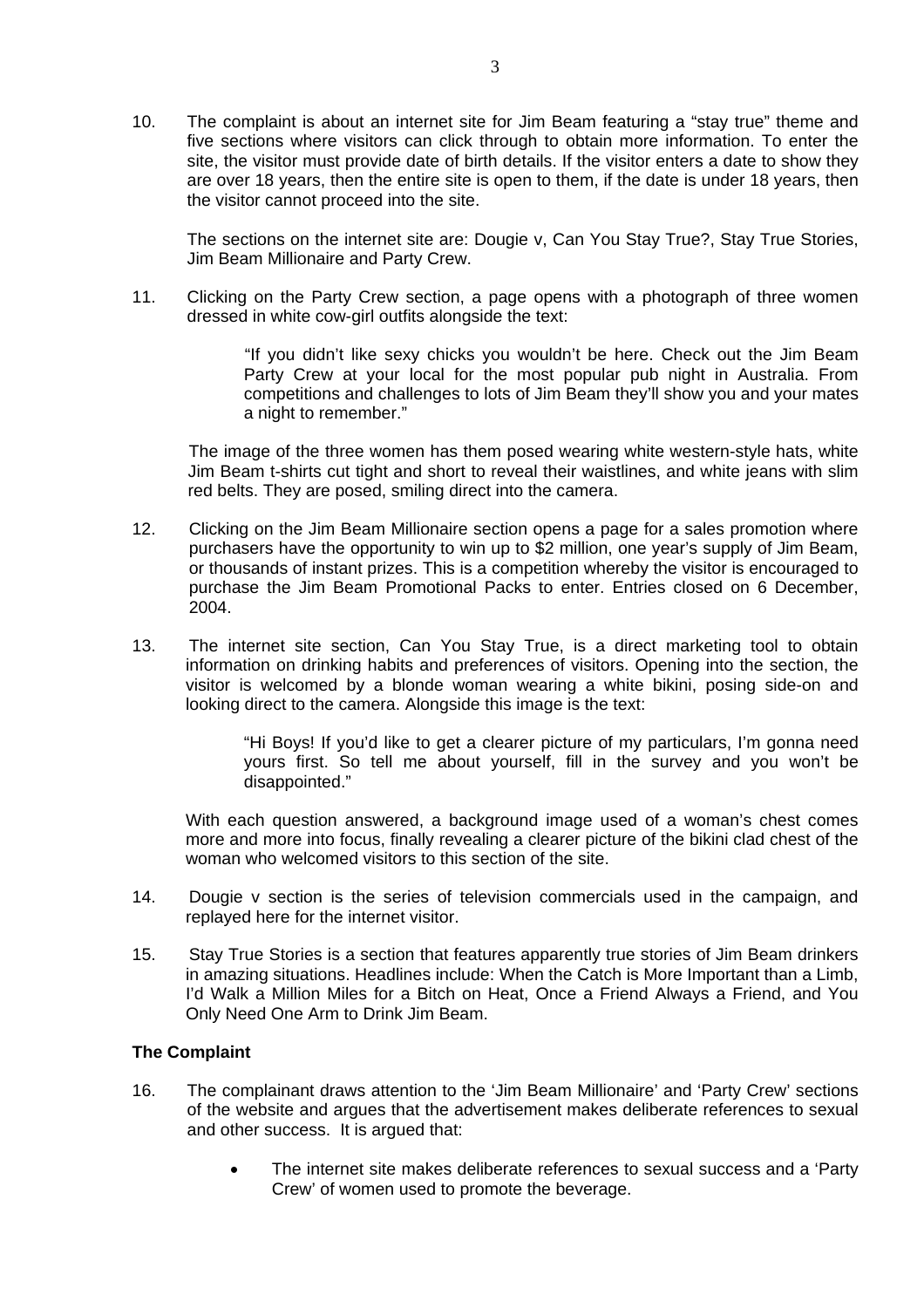10. The complaint is about an internet site for Jim Beam featuring a "stay true" theme and five sections where visitors can click through to obtain more information. To enter the site, the visitor must provide date of birth details. If the visitor enters a date to show they are over 18 years, then the entire site is open to them, if the date is under 18 years, then the visitor cannot proceed into the site.

    The sections on the internet site are: Dougie v, Can You Stay True?, Stay True Stories, Jim Beam Millionaire and Party Crew.

11. Clicking on the Party Crew section, a page opens with a photograph of three women dressed in white cow-girl outfits alongside the text:

    > "If you didn't like sexy chicks you wouldn't be here. Check out the Jim Beam Party Crew at your local for the most popular pub night in Australia. From competitions and challenges to lots of Jim Beam they'll show you and your mates a night to remember."

    The image of the three women has them posed wearing white western-style hats, white Jim Beam t-shirts cut tight and short to reveal their waistlines, and white jeans with slim red belts. They are posed, smiling direct into the camera.

12. Clicking on the Jim Beam Millionaire section opens a page for a sales promotion where purchasers have the opportunity to win up to $2 million, one year's supply of Jim Beam, or thousands of instant prizes. This is a competition whereby the visitor is encouraged to purchase the Jim Beam Promotional Packs to enter. Entries closed on 6 December, 2004.

13. The internet site section, Can You Stay True, is a direct marketing tool to obtain information on drinking habits and preferences of visitors. Opening into the section, the visitor is welcomed by a blonde woman wearing a white bikini, posing side-on and looking direct to the camera. Alongside this image is the text:

    > "Hi Boys! If you'd like to get a clearer picture of my particulars, I'm gonna need yours first. So tell me about yourself, fill in the survey and you won't be disappointed."

    With each question answered, a background image used of a woman's chest comes more and more into focus, finally revealing a clearer picture of the bikini clad chest of the woman who welcomed visitors to this section of the site.

14. Dougie v section is the series of television commercials used in the campaign, and replayed here for the internet visitor.

15. Stay True Stories is a section that features apparently true stories of Jim Beam drinkers in amazing situations. Headlines include: When the Catch is More Important than a Limb, I'd Walk a Million Miles for a Bitch on Heat, Once a Friend Always a Friend, and You Only Need One Arm to Drink Jim Beam.

**The Complaint**

16. The complainant draws attention to the 'Jim Beam Millionaire' and 'Party Crew' sections of the website and argues that the advertisement makes deliberate references to sexual and other success. It is argued that:

    - The internet site makes deliberate references to sexual success and a 'Party Crew' of women used to promote the beverage.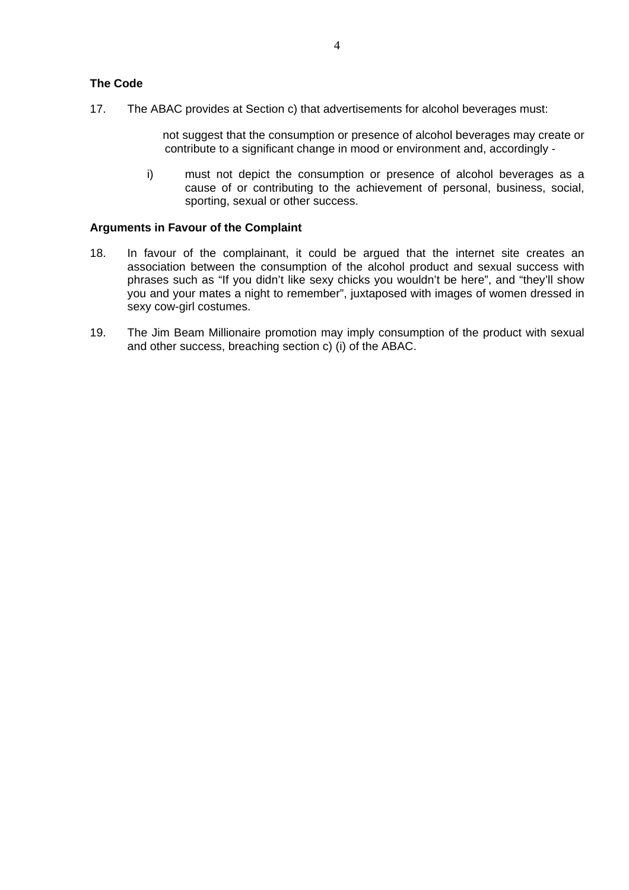**The Code**

17. The ABAC provides at Section c) that advertisements for alcohol beverages must:

> not suggest that the consumption or presence of alcohol beverages may create or contribute to a significant change in mood or environment and, accordingly -
>
> i) must not depict the consumption or presence of alcohol beverages as a cause of or contributing to the achievement of personal, business, social, sporting, sexual or other success.

**Arguments in Favour of the Complaint**

18. In favour of the complainant, it could be argued that the internet site creates an association between the consumption of the alcohol product and sexual success with phrases such as “If you didn’t like sexy chicks you wouldn’t be here”, and “they’ll show you and your mates a night to remember”, juxtaposed with images of women dressed in sexy cow-girl costumes.

19. The Jim Beam Millionaire promotion may imply consumption of the product with sexual and other success, breaching section c) (i) of the ABAC.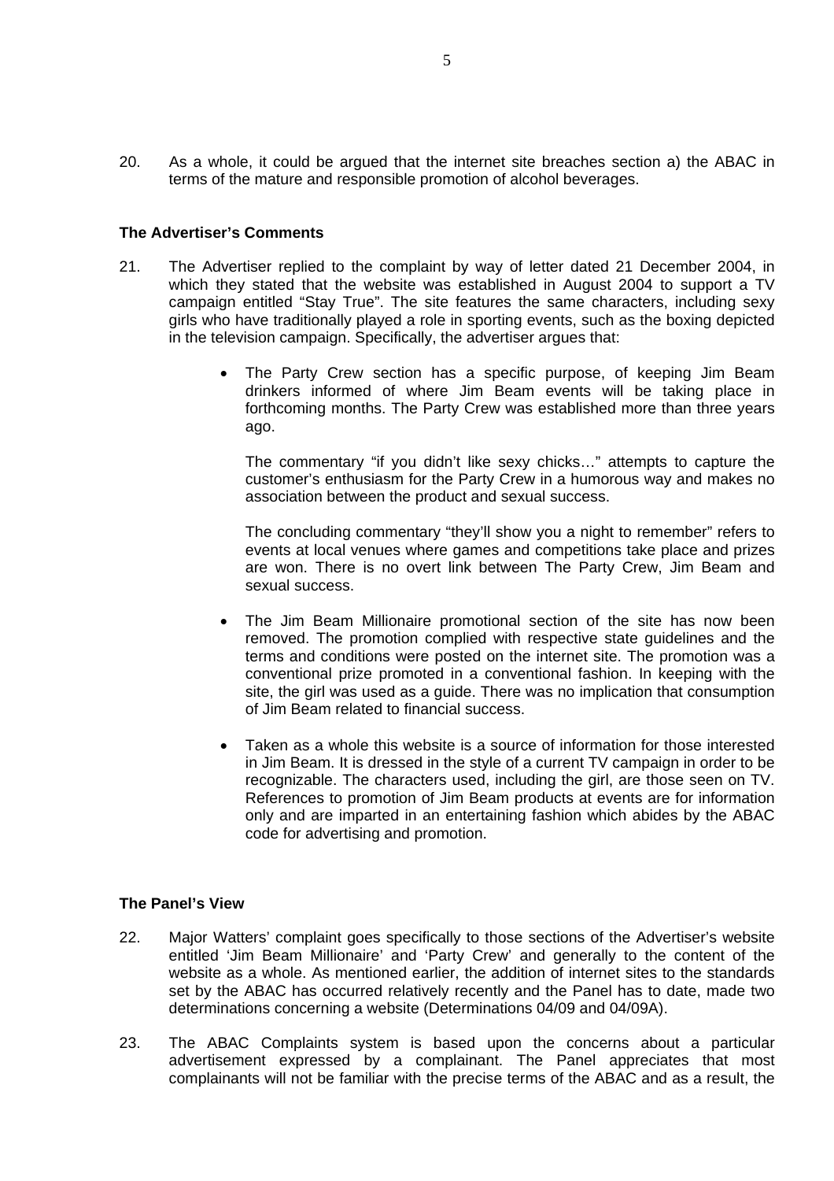20. As a whole, it could be argued that the internet site breaches section a) the ABAC in terms of the mature and responsible promotion of alcohol beverages.

**The Advertiser's Comments**

21. The Advertiser replied to the complaint by way of letter dated 21 December 2004, in which they stated that the website was established in August 2004 to support a TV campaign entitled "Stay True". The site features the same characters, including sexy girls who have traditionally played a role in sporting events, such as the boxing depicted in the television campaign. Specifically, the advertiser argues that:

    - The Party Crew section has a specific purpose, of keeping Jim Beam drinkers informed of where Jim Beam events will be taking place in forthcoming months. The Party Crew was established more than three years ago.

      The commentary "if you didn't like sexy chicks…" attempts to capture the customer's enthusiasm for the Party Crew in a humorous way and makes no association between the product and sexual success.

      The concluding commentary "they'll show you a night to remember" refers to events at local venues where games and competitions take place and prizes are won. There is no overt link between The Party Crew, Jim Beam and sexual success.

    - The Jim Beam Millionaire promotional section of the site has now been removed. The promotion complied with respective state guidelines and the terms and conditions were posted on the internet site. The promotion was a conventional prize promoted in a conventional fashion. In keeping with the site, the girl was used as a guide. There was no implication that consumption of Jim Beam related to financial success.

    - Taken as a whole this website is a source of information for those interested in Jim Beam. It is dressed in the style of a current TV campaign in order to be recognizable. The characters used, including the girl, are those seen on TV. References to promotion of Jim Beam products at events are for information only and are imparted in an entertaining fashion which abides by the ABAC code for advertising and promotion.

**The Panel's View**

22. Major Watters' complaint goes specifically to those sections of the Advertiser's website entitled 'Jim Beam Millionaire' and 'Party Crew' and generally to the content of the website as a whole. As mentioned earlier, the addition of internet sites to the standards set by the ABAC has occurred relatively recently and the Panel has to date, made two determinations concerning a website (Determinations 04/09 and 04/09A).

23. The ABAC Complaints system is based upon the concerns about a particular advertisement expressed by a complainant. The Panel appreciates that most complainants will not be familiar with the precise terms of the ABAC and as a result, the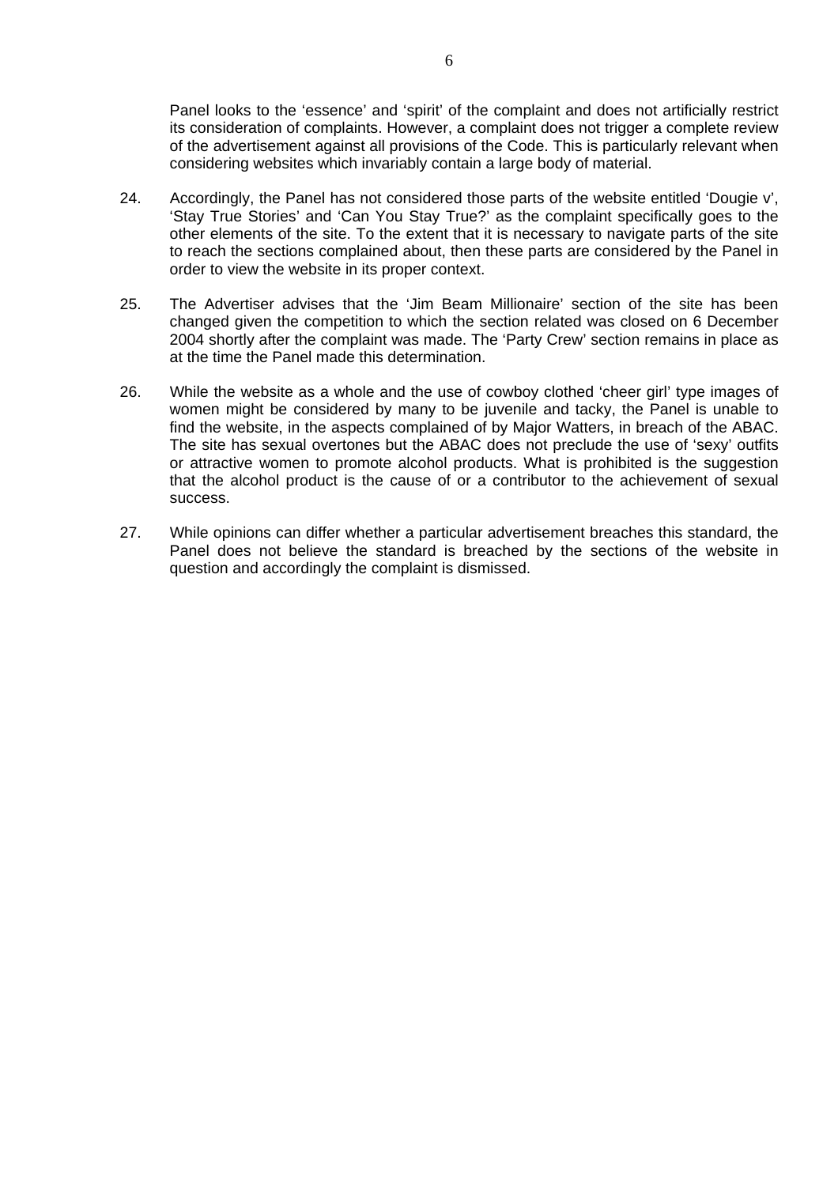Panel looks to the 'essence' and 'spirit' of the complaint and does not artificially restrict its consideration of complaints. However, a complaint does not trigger a complete review of the advertisement against all provisions of the Code. This is particularly relevant when considering websites which invariably contain a large body of material.

24. Accordingly, the Panel has not considered those parts of the website entitled 'Dougie v', 'Stay True Stories' and 'Can You Stay True?' as the complaint specifically goes to the other elements of the site. To the extent that it is necessary to navigate parts of the site to reach the sections complained about, then these parts are considered by the Panel in order to view the website in its proper context.

25. The Advertiser advises that the 'Jim Beam Millionaire' section of the site has been changed given the competition to which the section related was closed on 6 December 2004 shortly after the complaint was made. The 'Party Crew' section remains in place as at the time the Panel made this determination.

26. While the website as a whole and the use of cowboy clothed 'cheer girl' type images of women might be considered by many to be juvenile and tacky, the Panel is unable to find the website, in the aspects complained of by Major Watters, in breach of the ABAC. The site has sexual overtones but the ABAC does not preclude the use of 'sexy' outfits or attractive women to promote alcohol products. What is prohibited is the suggestion that the alcohol product is the cause of or a contributor to the achievement of sexual success.

27. While opinions can differ whether a particular advertisement breaches this standard, the Panel does not believe the standard is breached by the sections of the website in question and accordingly the complaint is dismissed.